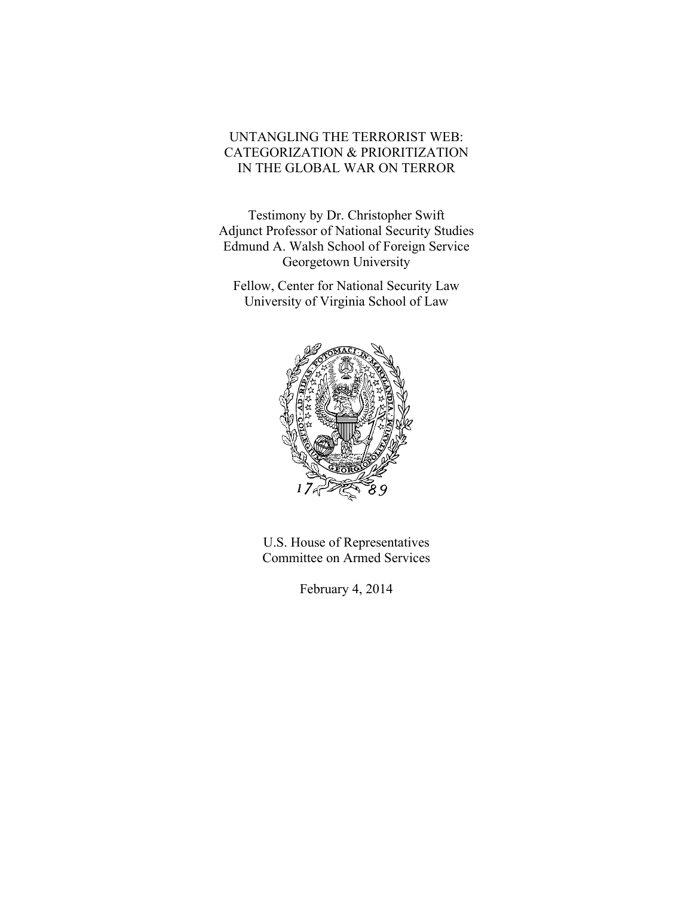# UNTANGLING THE TERRORIST WEB: CATEGORIZATION & PRIORITIZATION IN THE GLOBAL WAR ON TERROR

Testimony by Dr. Christopher Swift
Adjunct Professor of National Security Studies
Edmund A. Walsh School of Foreign Service
Georgetown University

Fellow, Center for National Security Law
University of Virginia School of Law

U.S. House of Representatives
Committee on Armed Services

February 4, 2014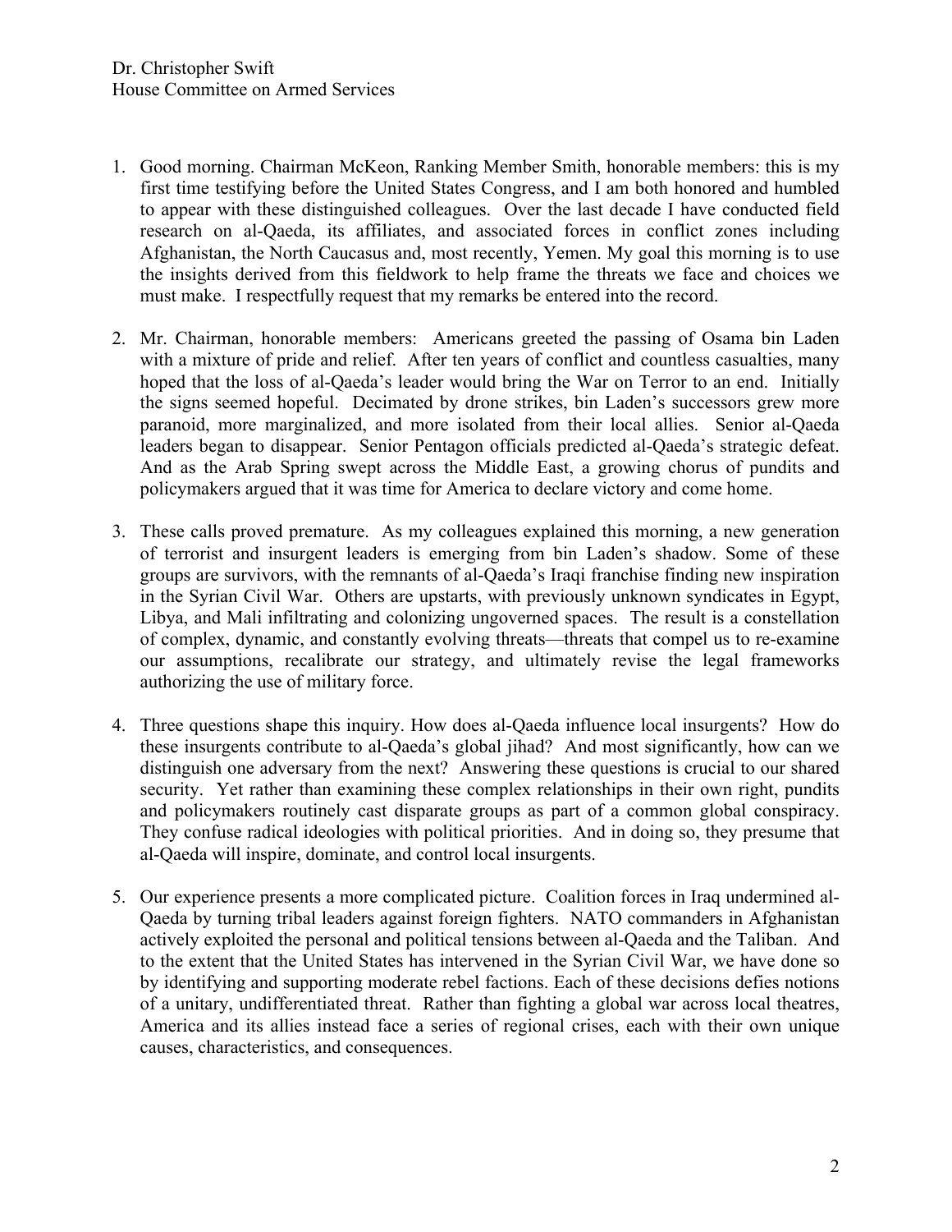1. Good morning. Chairman McKeon, Ranking Member Smith, honorable members: this is my first time testifying before the United States Congress, and I am both honored and humbled to appear with these distinguished colleagues. Over the last decade I have conducted field research on al-Qaeda, its affiliates, and associated forces in conflict zones including Afghanistan, the North Caucasus and, most recently, Yemen. My goal this morning is to use the insights derived from this fieldwork to help frame the threats we face and choices we must make. I respectfully request that my remarks be entered into the record.

2. Mr. Chairman, honorable members: Americans greeted the passing of Osama bin Laden with a mixture of pride and relief. After ten years of conflict and countless casualties, many hoped that the loss of al-Qaeda's leader would bring the War on Terror to an end. Initially the signs seemed hopeful. Decimated by drone strikes, bin Laden's successors grew more paranoid, more marginalized, and more isolated from their local allies. Senior al-Qaeda leaders began to disappear. Senior Pentagon officials predicted al-Qaeda's strategic defeat. And as the Arab Spring swept across the Middle East, a growing chorus of pundits and policymakers argued that it was time for America to declare victory and come home.

3. These calls proved premature. As my colleagues explained this morning, a new generation of terrorist and insurgent leaders is emerging from bin Laden's shadow. Some of these groups are survivors, with the remnants of al-Qaeda's Iraqi franchise finding new inspiration in the Syrian Civil War. Others are upstarts, with previously unknown syndicates in Egypt, Libya, and Mali infiltrating and colonizing ungoverned spaces. The result is a constellation of complex, dynamic, and constantly evolving threats—threats that compel us to re-examine our assumptions, recalibrate our strategy, and ultimately revise the legal frameworks authorizing the use of military force.

4. Three questions shape this inquiry. How does al-Qaeda influence local insurgents? How do these insurgents contribute to al-Qaeda's global jihad? And most significantly, how can we distinguish one adversary from the next? Answering these questions is crucial to our shared security. Yet rather than examining these complex relationships in their own right, pundits and policymakers routinely cast disparate groups as part of a common global conspiracy. They confuse radical ideologies with political priorities. And in doing so, they presume that al-Qaeda will inspire, dominate, and control local insurgents.

5. Our experience presents a more complicated picture. Coalition forces in Iraq undermined al-Qaeda by turning tribal leaders against foreign fighters. NATO commanders in Afghanistan actively exploited the personal and political tensions between al-Qaeda and the Taliban. And to the extent that the United States has intervened in the Syrian Civil War, we have done so by identifying and supporting moderate rebel factions. Each of these decisions defies notions of a unitary, undifferentiated threat. Rather than fighting a global war across local theatres, America and its allies instead face a series of regional crises, each with their own unique causes, characteristics, and consequences.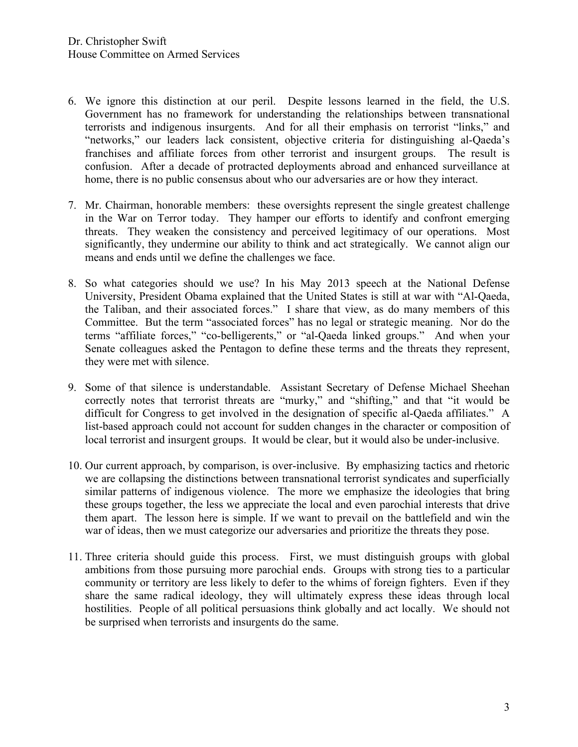6. We ignore this distinction at our peril. Despite lessons learned in the field, the U.S. Government has no framework for understanding the relationships between transnational terrorists and indigenous insurgents. And for all their emphasis on terrorist "links," and "networks," our leaders lack consistent, objective criteria for distinguishing al-Qaeda's franchises and affiliate forces from other terrorist and insurgent groups. The result is confusion. After a decade of protracted deployments abroad and enhanced surveillance at home, there is no public consensus about who our adversaries are or how they interact.

7. Mr. Chairman, honorable members: these oversights represent the single greatest challenge in the War on Terror today. They hamper our efforts to identify and confront emerging threats. They weaken the consistency and perceived legitimacy of our operations. Most significantly, they undermine our ability to think and act strategically. We cannot align our means and ends until we define the challenges we face.

8. So what categories should we use? In his May 2013 speech at the National Defense University, President Obama explained that the United States is still at war with "Al-Qaeda, the Taliban, and their associated forces." I share that view, as do many members of this Committee. But the term "associated forces" has no legal or strategic meaning. Nor do the terms "affiliate forces," "co-belligerents," or "al-Qaeda linked groups." And when your Senate colleagues asked the Pentagon to define these terms and the threats they represent, they were met with silence.

9. Some of that silence is understandable. Assistant Secretary of Defense Michael Sheehan correctly notes that terrorist threats are "murky," and "shifting," and that "it would be difficult for Congress to get involved in the designation of specific al-Qaeda affiliates." A list-based approach could not account for sudden changes in the character or composition of local terrorist and insurgent groups. It would be clear, but it would also be under-inclusive.

10. Our current approach, by comparison, is over-inclusive. By emphasizing tactics and rhetoric we are collapsing the distinctions between transnational terrorist syndicates and superficially similar patterns of indigenous violence. The more we emphasize the ideologies that bring these groups together, the less we appreciate the local and even parochial interests that drive them apart. The lesson here is simple. If we want to prevail on the battlefield and win the war of ideas, then we must categorize our adversaries and prioritize the threats they pose.

11. Three criteria should guide this process. First, we must distinguish groups with global ambitions from those pursuing more parochial ends. Groups with strong ties to a particular community or territory are less likely to defer to the whims of foreign fighters. Even if they share the same radical ideology, they will ultimately express these ideas through local hostilities. People of all political persuasions think globally and act locally. We should not be surprised when terrorists and insurgents do the same.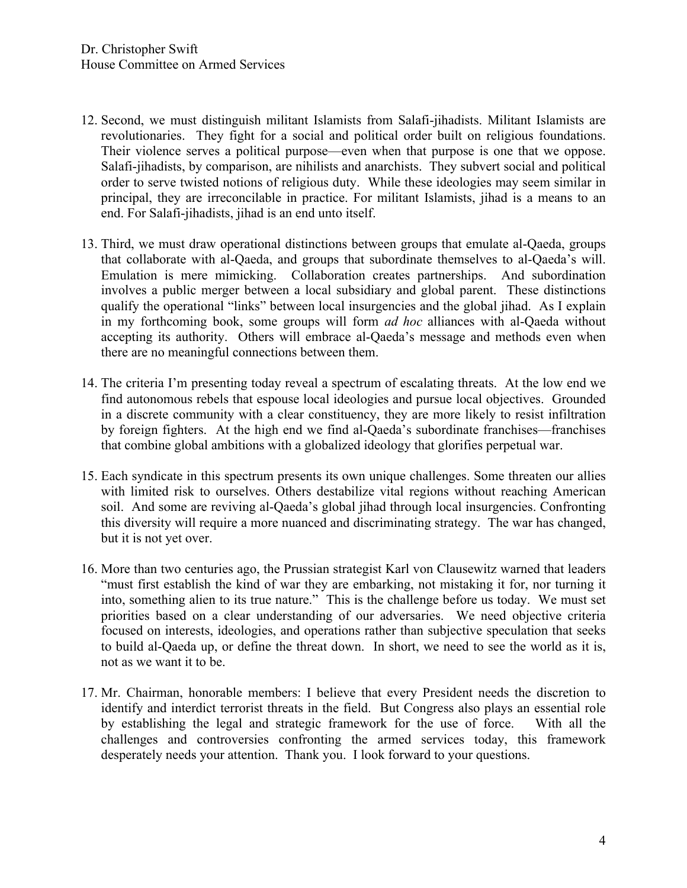12. Second, we must distinguish militant Islamists from Salafi-jihadists. Militant Islamists are revolutionaries. They fight for a social and political order built on religious foundations. Their violence serves a political purpose—even when that purpose is one that we oppose. Salafi-jihadists, by comparison, are nihilists and anarchists. They subvert social and political order to serve twisted notions of religious duty. While these ideologies may seem similar in principal, they are irreconcilable in practice. For militant Islamists, jihad is a means to an end. For Salafi-jihadists, jihad is an end unto itself.

13. Third, we must draw operational distinctions between groups that emulate al-Qaeda, groups that collaborate with al-Qaeda, and groups that subordinate themselves to al-Qaeda's will. Emulation is mere mimicking. Collaboration creates partnerships. And subordination involves a public merger between a local subsidiary and global parent. These distinctions qualify the operational "links" between local insurgencies and the global jihad. As I explain in my forthcoming book, some groups will form *ad hoc* alliances with al-Qaeda without accepting its authority. Others will embrace al-Qaeda's message and methods even when there are no meaningful connections between them.

14. The criteria I'm presenting today reveal a spectrum of escalating threats. At the low end we find autonomous rebels that espouse local ideologies and pursue local objectives. Grounded in a discrete community with a clear constituency, they are more likely to resist infiltration by foreign fighters. At the high end we find al-Qaeda's subordinate franchises—franchises that combine global ambitions with a globalized ideology that glorifies perpetual war.

15. Each syndicate in this spectrum presents its own unique challenges. Some threaten our allies with limited risk to ourselves. Others destabilize vital regions without reaching American soil. And some are reviving al-Qaeda's global jihad through local insurgencies. Confronting this diversity will require a more nuanced and discriminating strategy. The war has changed, but it is not yet over.

16. More than two centuries ago, the Prussian strategist Karl von Clausewitz warned that leaders "must first establish the kind of war they are embarking, not mistaking it for, nor turning it into, something alien to its true nature." This is the challenge before us today. We must set priorities based on a clear understanding of our adversaries. We need objective criteria focused on interests, ideologies, and operations rather than subjective speculation that seeks to build al-Qaeda up, or define the threat down. In short, we need to see the world as it is, not as we want it to be.

17. Mr. Chairman, honorable members: I believe that every President needs the discretion to identify and interdict terrorist threats in the field. But Congress also plays an essential role by establishing the legal and strategic framework for the use of force. With all the challenges and controversies confronting the armed services today, this framework desperately needs your attention. Thank you. I look forward to your questions.